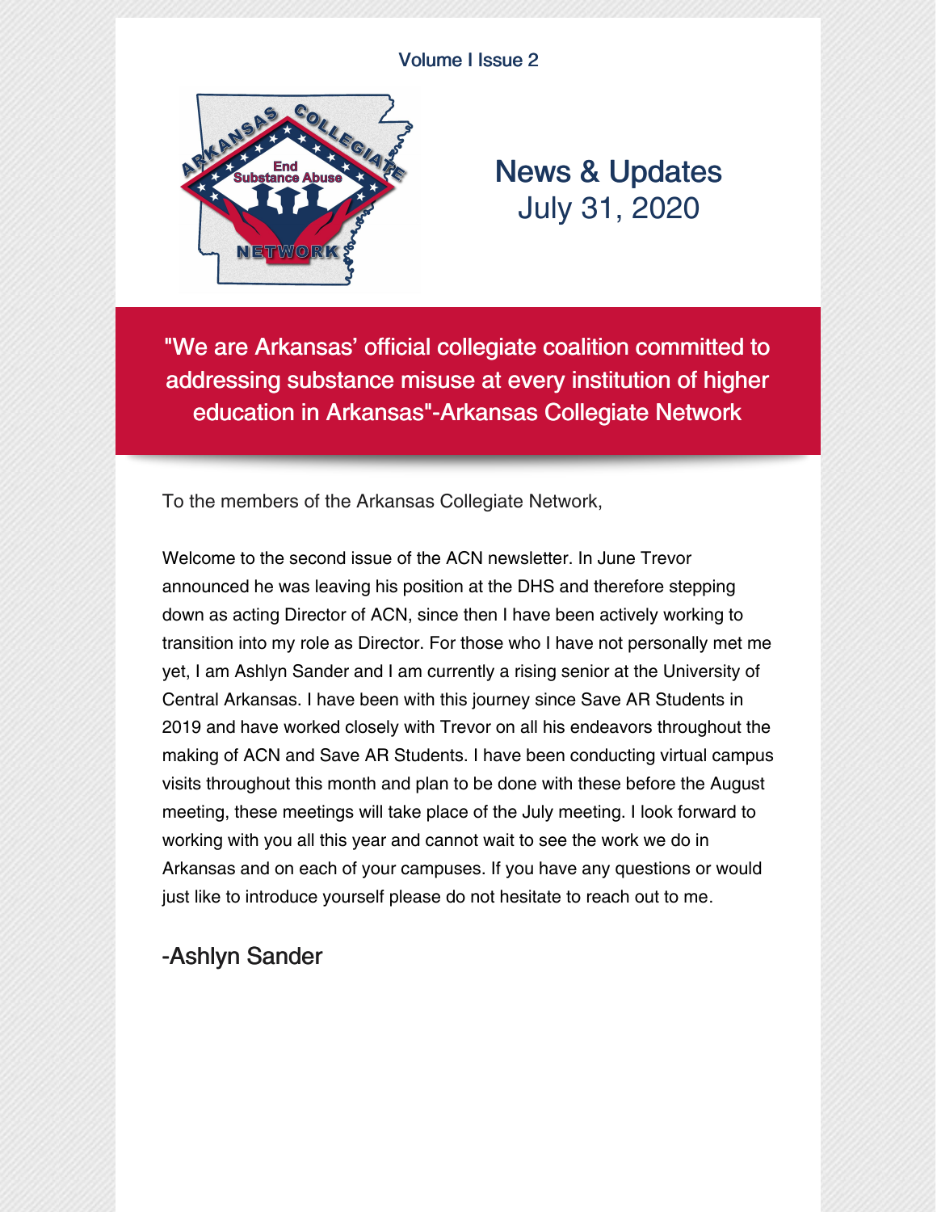Volume I Issue 2

# News & Updates
July 31, 2020

"We are Arkansas' official collegiate coalition committed to addressing substance misuse at every institution of higher education in Arkansas"-Arkansas Collegiate Network

To the members of the Arkansas Collegiate Network,

Welcome to the second issue of the ACN newsletter. In June Trevor announced he was leaving his position at the DHS and therefore stepping down as acting Director of ACN, since then I have been actively working to transition into my role as Director. For those who I have not personally met me yet, I am Ashlyn Sander and I am currently a rising senior at the University of Central Arkansas. I have been with this journey since Save AR Students in 2019 and have worked closely with Trevor on all his endeavors throughout the making of ACN and Save AR Students. I have been conducting virtual campus visits throughout this month and plan to be done with these before the August meeting, these meetings will take place of the July meeting. I look forward to working with you all this year and cannot wait to see the work we do in Arkansas and on each of your campuses. If you have any questions or would just like to introduce yourself please do not hesitate to reach out to me.

-Ashlyn Sander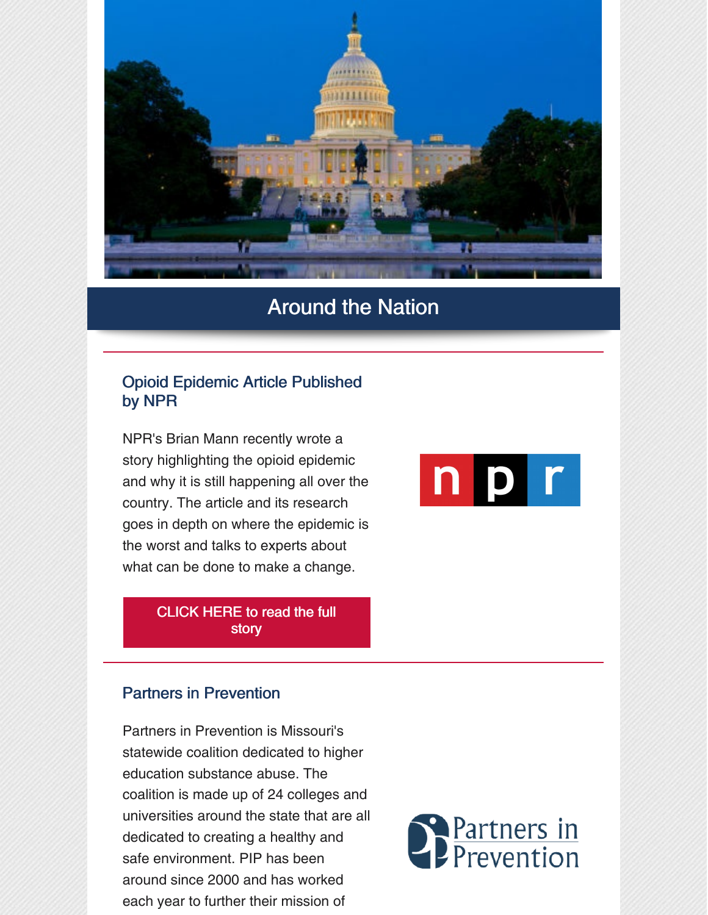## Around the Nation

### Opioid Epidemic Article Published by NPR

NPR's Brian Mann recently wrote a story highlighting the opioid epidemic and why it is still happening all over the country. The article and its research goes in depth on where the epidemic is the worst and talks to experts about what can be done to make a change.

CLICK HERE to read the full story

### Partners in Prevention

Partners in Prevention is Missouri's statewide coalition dedicated to higher education substance abuse. The coalition is made up of 24 colleges and universities around the state that are all dedicated to creating a healthy and safe environment. PIP has been around since 2000 and has worked each year to further their mission of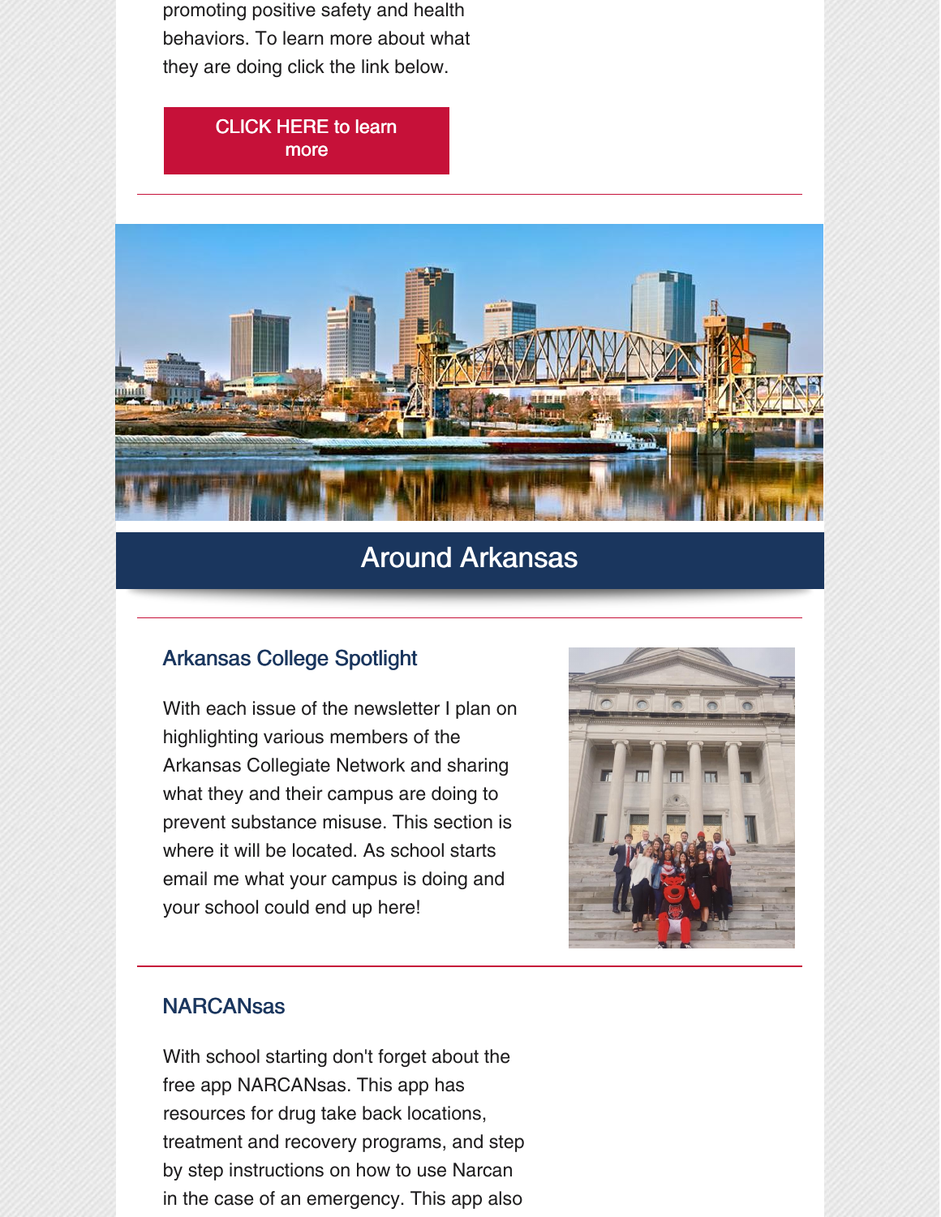promoting positive safety and health behaviors. To learn more about what they are doing click the link below.

CLICK HERE to learn more

## Around Arkansas

### Arkansas College Spotlight

With each issue of the newsletter I plan on highlighting various members of the Arkansas Collegiate Network and sharing what they and their campus are doing to prevent substance misuse. This section is where it will be located. As school starts email me what your campus is doing and your school could end up here!

### NARCANsas

With school starting don't forget about the free app NARCANsas. This app has resources for drug take back locations, treatment and recovery programs, and step by step instructions on how to use Narcan in the case of an emergency. This app also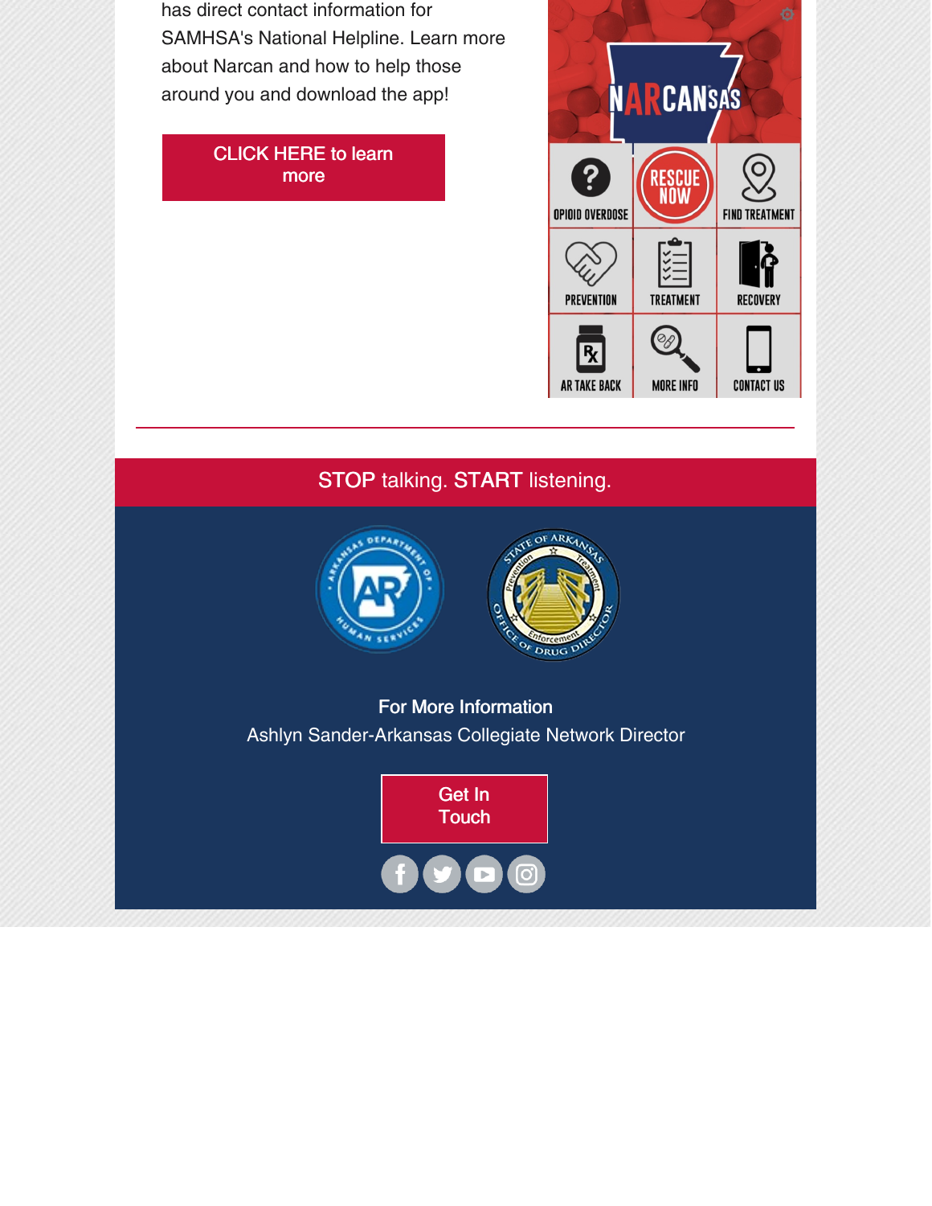has direct contact information for SAMHSA's National Helpline. Learn more about Narcan and how to help those around you and download the app!

CLICK HERE to learn more

NARCANSAS

OPIOID OVERDOSE | RESCUE NOW | FIND TREATMENT
PREVENTION | TREATMENT | RECOVERY
AR TAKE BACK | MORE INFO | CONTACT US

---

**STOP** talking. **START** listening.

**For More Information**

Ashlyn Sander-Arkansas Collegiate Network Director

Get In Touch